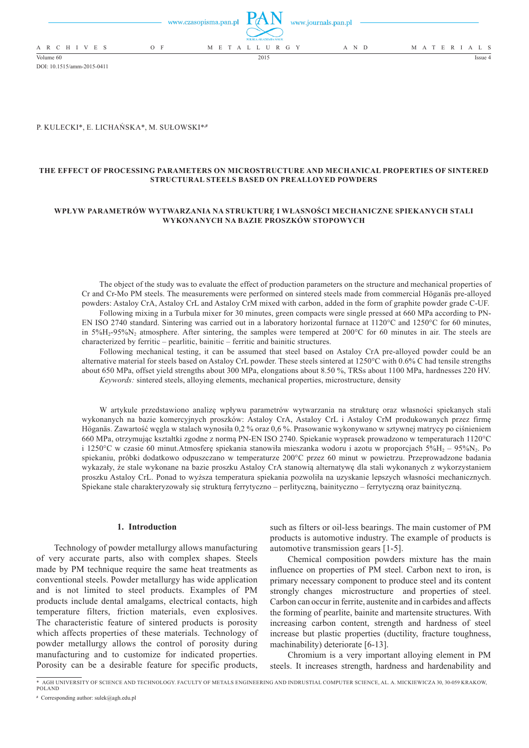DOI: 10.1515/amm-2015-0411

P. KULECKI*, E. LICHAŃSKA*, M. SUŁOWSKI*[#]

# THE EFFECT OF PROCESSING PARAMETERS ON MICROSTRUCTURE AND MECHANICAL PROPERTIES OF SINTERED STRUCTURAL STEELS BASED ON PREALLOYED POWDERS

# WPŁYW PARAMETRÓW WYTWARZANIA NA STRUKTURĘ I WŁASNOŚCI MECHANICZNE SPIEKANYCH STALI WYKONANYCH NA BAZIE PROSZKÓW STOPOWYCH

The object of the study was to evaluate the effect of production parameters on the structure and mechanical properties of Cr and Cr-Mo PM steels. The measurements were performed on sintered steels made from commercial Höganäs pre-alloyed powders: Astaloy CrA, Astaloy CrL and Astaloy CrM mixed with carbon, added in the form of graphite powder grade C-UF.

Following mixing in a Turbula mixer for 30 minutes, green compacts were single pressed at 660 MPa according to PN-EN ISO 2740 standard. Sintering was carried out in a laboratory horizontal furnace at 1120°C and 1250°C for 60 minutes, in $5\%H_2$-$95\%N_2$ atmosphere. After sintering, the samples were tempered at 200°C for 60 minutes in air. The steels are characterized by ferritic – pearlitic, bainitic – ferritic and bainitic structures.

Following mechanical testing, it can be assumed that steel based on Astaloy CrA pre-alloyed powder could be an alternative material for steels based on Astaloy CrL powder. These steels sintered at 1250°C with 0.6% C had tensile strengths about 650 MPa, offset yield strengths about 300 MPa, elongations about 8.50 %, TRSs about 1100 MPa, hardnesses 220 HV.

*Keywords:* sintered steels, alloying elements, mechanical properties, microstructure, density

W artykule przedstawiono analizę wpływu parametrów wytwarzania na strukturę oraz własności spiekanych stali wykonanych na bazie komercyjnych proszków: Astaloy CrA, Astaloy CrL i Astaloy CrM produkowanych przez firmę Höganäs. Zawartość węgla w stalach wynosiła 0,2 % oraz 0,6 %. Prasowanie wykonywano w sztywnej matrycy po ciśnieniem 660 MPa, otrzymując kształtki zgodne z normą PN-EN ISO 2740. Spiekanie wyprasek prowadzono w temperaturach 1120°C i 1250°C w czasie 60 minut.Atmosferę spiekania stanowiła mieszanka wodoru i azotu w proporcjach $5\%H_2$ – $95\%N_2$. Po spiekaniu, próbki dodatkowo odpuszczano w temperaturze 200°C przez 60 minut w powietrzu. Przeprowadzone badania wykazały, że stale wykonane na bazie proszku Astaloy CrA stanowią alternatywę dla stali wykonanych z wykorzystaniem proszku Astaloy CrL. Ponad to wyższa temperatura spiekania pozwoliła na uzyskanie lepszych własności mechanicznych. Spiekane stale charakteryzowały się strukturą ferrytyczno – perlityczną, bainityczno – ferrytyczną oraz bainityczną.

## 1. Introduction

Technology of powder metallurgy allows manufacturing of very accurate parts, also with complex shapes. Steels made by PM technique require the same heat treatments as conventional steels. Powder metallurgy has wide application and is not limited to steel products. Examples of PM products include dental amalgams, electrical contacts, high temperature filters, friction materials, even explosives. The characteristic feature of sintered products is porosity which affects properties of these materials. Technology of powder metallurgy allows the control of porosity during manufacturing and to customize for indicated properties. Porosity can be a desirable feature for specific products, such as filters or oil-less bearings. The main customer of PM products is automotive industry. The example of products is automotive transmission gears [1-5].

Chemical composition powders mixture has the main influence on properties of PM steel. Carbon next to iron, is primary necessary component to produce steel and its content strongly changes microstructure and properties of steel. Carbon can occur in ferrite, austenite and in carbides and affects the forming of pearlite, bainite and martensite structures. With increasing carbon content, strength and hardness of steel increase but plastic properties (ductility, fracture toughness, machinability) deteriorate [6-13].

Chromium is a very important alloying element in PM steels. It increases strength, hardness and hardenability and

---

\* AGH UNIVERSITY OF SCIENCE AND TECHNOLOGY. FACULTY OF METALS ENGINEERING AND INDRUSTIAL COMPUTER SCIENCE, AL. A. MICKIEWICZA 30, 30-059 KRAKOW, POLAND

[#] Corresponding author: sulek@agh.edu.pl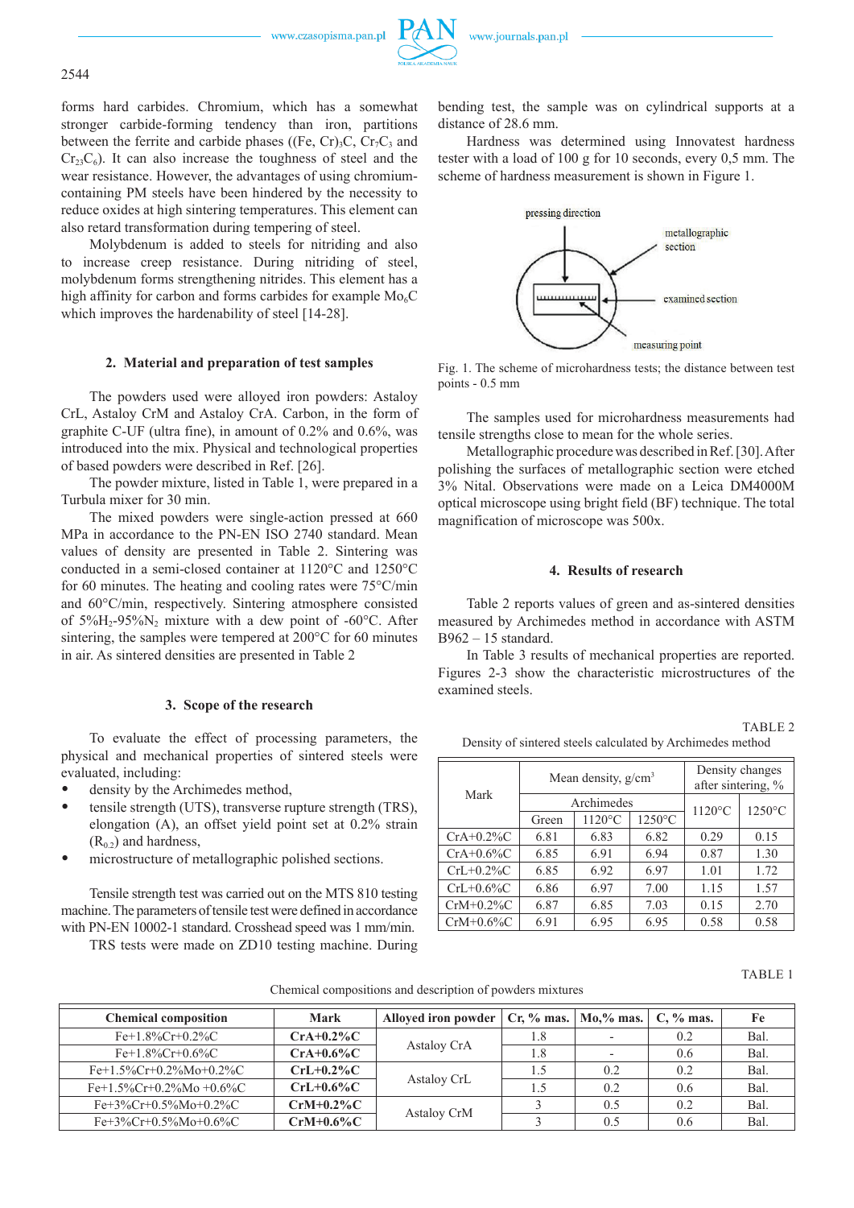forms hard carbides. Chromium, which has a somewhat stronger carbide-forming tendency than iron, partitions between the ferrite and carbide phases ($(Fe, Cr)_3C$, $Cr_7C_3$ and $Cr_{23}C_6$). It can also increase the toughness of steel and the wear resistance. However, the advantages of using chromium-containing PM steels have been hindered by the necessity to reduce oxides at high sintering temperatures. This element can also retard transformation during tempering of steel.

Molybdenum is added to steels for nitriding and also to increase creep resistance. During nitriding of steel, molybdenum forms strengthening nitrides. This element has a high affinity for carbon and forms carbides for example $Mo_6C$ which improves the hardenability of steel [14-28].

## 2. Material and preparation of test samples

The powders used were alloyed iron powders: Astaloy CrL, Astaloy CrM and Astaloy CrA. Carbon, in the form of graphite C-UF (ultra fine), in amount of 0.2% and 0.6%, was introduced into the mix. Physical and technological properties of based powders were described in Ref. [26].

The powder mixture, listed in Table 1, were prepared in a Turbula mixer for 30 min.

The mixed powders were single-action pressed at 660 MPa in accordance to the PN-EN ISO 2740 standard. Mean values of density are presented in Table 2. Sintering was conducted in a semi-closed container at 1120°C and 1250°C for 60 minutes. The heating and cooling rates were 75°C/min and 60°C/min, respectively. Sintering atmosphere consisted of $5\%H_2$-$95\%N_2$ mixture with a dew point of -60°C. After sintering, the samples were tempered at 200°C for 60 minutes in air. As sintered densities are presented in Table 2

## 3. Scope of the research

To evaluate the effect of processing parameters, the physical and mechanical properties of sintered steels were evaluated, including:

- density by the Archimedes method,
- tensile strength (UTS), transverse rupture strength (TRS), elongation (A), an offset yield point set at 0.2% strain ($R_{0.2}$) and hardness,
- microstructure of metallographic polished sections.

Tensile strength test was carried out on the MTS 810 testing machine. The parameters of tensile test were defined in accordance with PN-EN 10002-1 standard. Crosshead speed was 1 mm/min.

TRS tests were made on ZD10 testing machine. During bending test, the sample was on cylindrical supports at a distance of 28.6 mm.

Hardness was determined using Innovatest hardness tester with a load of 100 g for 10 seconds, every 0,5 mm. The scheme of hardness measurement is shown in Figure 1.

pressing direction

metallographic section

examined section

measuring point

Fig. 1. The scheme of microhardness tests; the distance between test points - 0.5 mm

The samples used for microhardness measurements had tensile strengths close to mean for the whole series.

Metallographic procedure was described in Ref. [30]. After polishing the surfaces of metallographic section were etched 3% Nital. Observations were made on a Leica DM4000M optical microscope using bright field (BF) technique. The total magnification of microscope was 500x.

## 4. Results of research

Table 2 reports values of green and as-sintered densities measured by Archimedes method in accordance with ASTM B962 – 15 standard.

In Table 3 results of mechanical properties are reported. Figures 2-3 show the characteristic microstructures of the examined steels.

TABLE 2

Density of sintered steels calculated by Archimedes method

| Mark | Mean density, g/cm$^3$ | | | Density changes after sintering, % | |
|---|---|---|---|---|---|
| | Archimedes | | | 1120°C | 1250°C |
| | Green | 1120°C | 1250°C | | |
| CrA+0.2%C | 6.81 | 6.83 | 6.82 | 0.29 | 0.15 |
| CrA+0.6%C | 6.85 | 6.91 | 6.94 | 0.87 | 1.30 |
| CrL+0.2%C | 6.85 | 6.92 | 6.97 | 1.01 | 1.72 |
| CrL+0.6%C | 6.86 | 6.97 | 7.00 | 1.15 | 1.57 |
| CrM+0.2%C | 6.87 | 6.85 | 7.03 | 0.15 | 2.70 |
| CrM+0.6%C | 6.91 | 6.95 | 6.95 | 0.58 | 0.58 |

TABLE 1

Chemical compositions and description of powders mixtures

| Chemical composition | Mark | Alloyed iron powder | Cr, % mas. | Mo,% mas. | C, % mas. | Fe |
|---|---|---|---|---|---|---|
| Fe+1.8%Cr+0.2%C | **CrA+0.2%C** | Astaloy CrA | 1.8 | - | 0.2 | Bal. |
| Fe+1.8%Cr+0.6%C | **CrA+0.6%C** | | 1.8 | - | 0.6 | Bal. |
| Fe+1.5%Cr+0.2%Mo+0.2%C | **CrL+0.2%C** | Astaloy CrL | 1.5 | 0.2 | 0.2 | Bal. |
| Fe+1.5%Cr+0.2%Mo +0.6%C | **CrL+0.6%C** | | 1.5 | 0.2 | 0.6 | Bal. |
| Fe+3%Cr+0.5%Mo+0.2%C | **CrM+0.2%C** | Astaloy CrM | 3 | 0.5 | 0.2 | Bal. |
| Fe+3%Cr+0.5%Mo+0.6%C | **CrM+0.6%C** | | 3 | 0.5 | 0.6 | Bal. |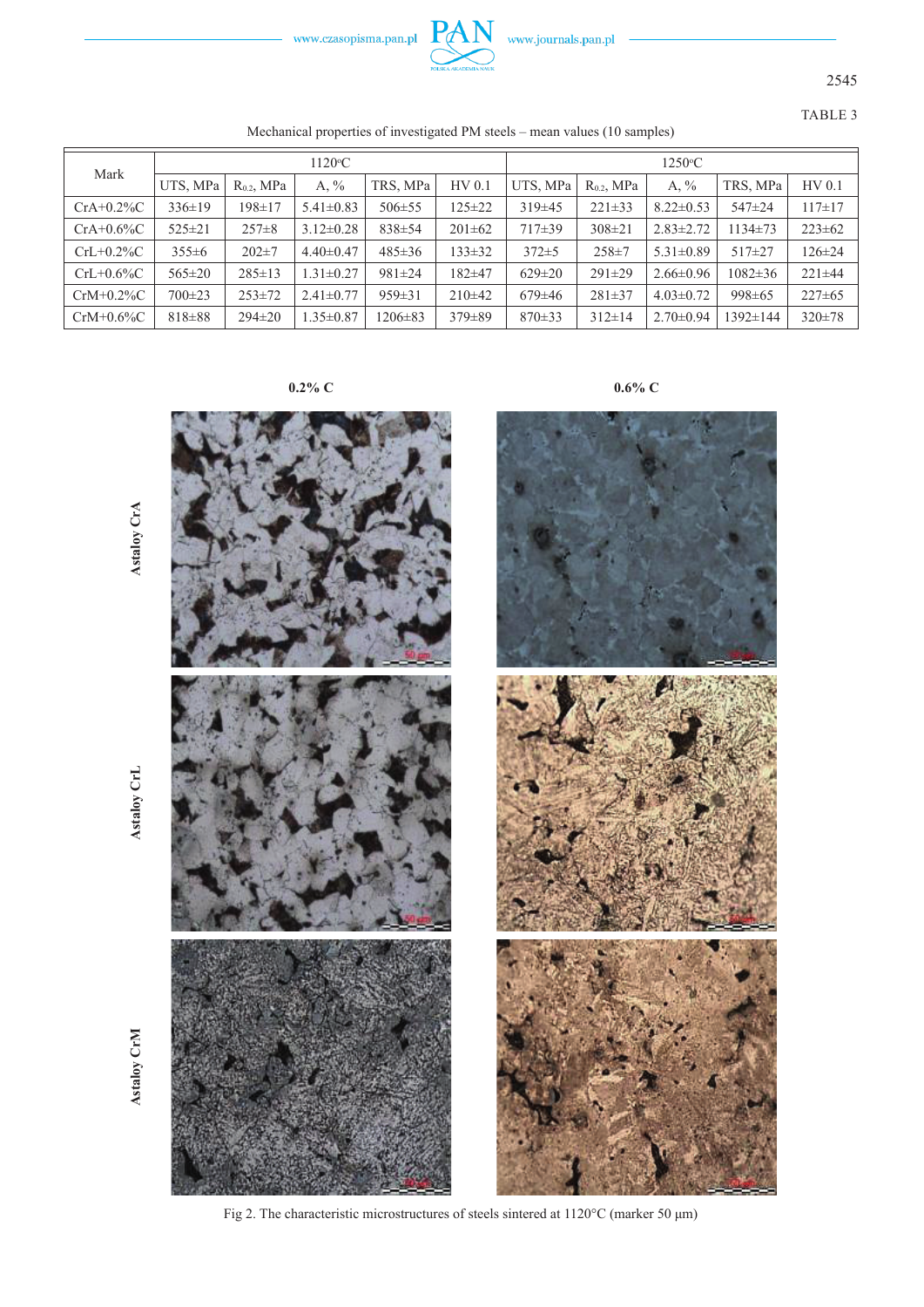TABLE 3

Mechanical properties of investigated PM steels – mean values (10 samples)

| Mark | 1120°C | | | | | 1250°C | | | | |
|---|---|---|---|---|---|---|---|---|---|---|
| | UTS, MPa | $R_{0.2}$, MPa | A, % | TRS, MPa | HV 0.1 | UTS, MPa | $R_{0.2}$, MPa | A, % | TRS, MPa | HV 0.1 |
| CrA+0.2%C | 336±19 | 198±17 | 5.41±0.83 | 506±55 | 125±22 | 319±45 | 221±33 | 8.22±0.53 | 547±24 | 117±17 |
| CrA+0.6%C | 525±21 | 257±8 | 3.12±0.28 | 838±54 | 201±62 | 717±39 | 308±21 | 2.83±2.72 | 1134±73 | 223±62 |
| CrL+0.2%C | 355±6 | 202±7 | 4.40±0.47 | 485±36 | 133±32 | 372±5 | 258±7 | 5.31±0.89 | 517±27 | 126±24 |
| CrL+0.6%C | 565±20 | 285±13 | 1.31±0.27 | 981±24 | 182±47 | 629±20 | 291±29 | 2.66±0.96 | 1082±36 | 221±44 |
| CrM+0.2%C | 700±23 | 253±72 | 2.41±0.77 | 959±31 | 210±42 | 679±46 | 281±37 | 4.03±0.72 | 998±65 | 227±65 |
| CrM+0.6%C | 818±88 | 294±20 | 1.35±0.87 | 1206±83 | 379±89 | 870±33 | 312±14 | 2.70±0.94 | 1392±144 | 320±78 |

Fig 2. The characteristic microstructures of steels sintered at 1120°C (marker 50 μm)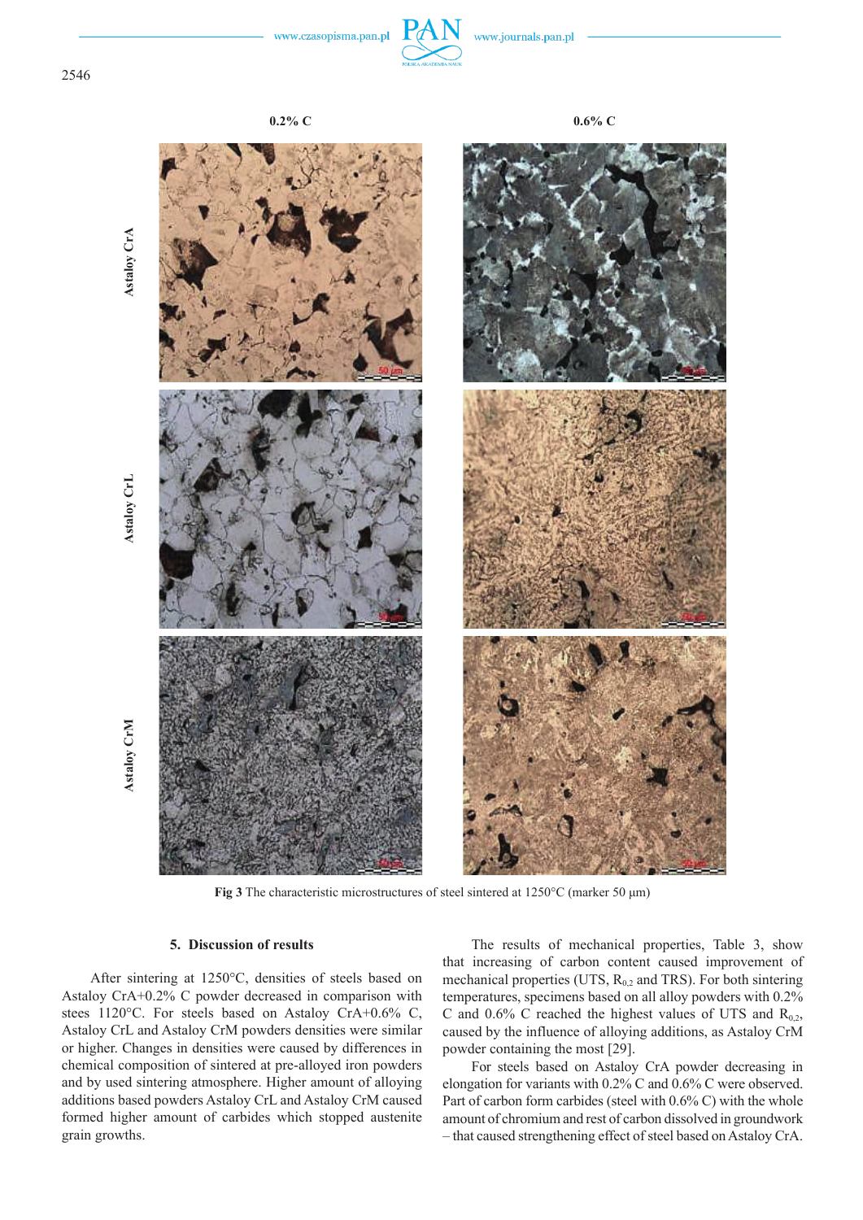Fig 3 The characteristic microstructures of steel sintered at 1250°C (marker 50 μm)

## 5. Discussion of results

After sintering at 1250°C, densities of steels based on Astaloy CrA+0.2% C powder decreased in comparison with stees 1120°C. For steels based on Astaloy CrA+0.6% C, Astaloy CrL and Astaloy CrM powders densities were similar or higher. Changes in densities were caused by differences in chemical composition of sintered at pre-alloyed iron powders and by used sintering atmosphere. Higher amount of alloying additions based powders Astaloy CrL and Astaloy CrM caused formed higher amount of carbides which stopped austenite grain growths.

The results of mechanical properties, Table 3, show that increasing of carbon content caused improvement of mechanical properties (UTS, $R_{0.2}$ and TRS). For both sintering temperatures, specimens based on all alloy powders with 0.2% C and 0.6% C reached the highest values of UTS and $R_{0.2}$, caused by the influence of alloying additions, as Astaloy CrM powder containing the most [29].

For steels based on Astaloy CrA powder decreasing in elongation for variants with 0.2% C and 0.6% C were observed. Part of carbon form carbides (steel with 0.6% C) with the whole amount of chromium and rest of carbon dissolved in groundwork – that caused strengthening effect of steel based on Astaloy CrA.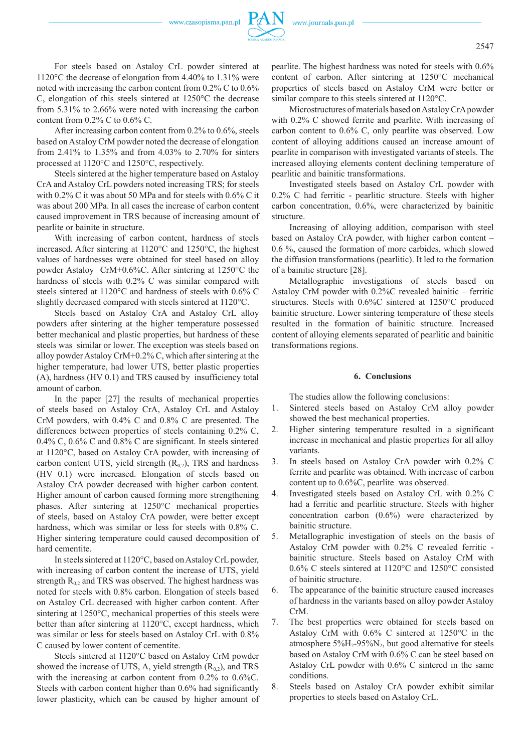For steels based on Astaloy CrL powder sintered at 1120°C the decrease of elongation from 4.40% to 1.31% were noted with increasing the carbon content from 0.2% C to 0.6% C, elongation of this steels sintered at 1250°C the decrease from 5.31% to 2.66% were noted with increasing the carbon content from 0.2% C to 0.6% C.

After increasing carbon content from 0.2% to 0.6%, steels based on Astaloy CrM powder noted the decrease of elongation from 2.41% to 1.35% and from 4.03% to 2.70% for sinters processed at 1120°C and 1250°C, respectively.

Steels sintered at the higher temperature based on Astaloy CrA and Astaloy CrL powders noted increasing TRS; for steels with 0.2% C it was about 50 MPa and for steels with 0.6% C it was about 200 MPa. In all cases the increase of carbon content caused improvement in TRS because of increasing amount of pearlite or bainite in structure.

With increasing of carbon content, hardness of steels increased. After sintering at 1120°C and 1250°C, the highest values of hardnesses were obtained for steel based on alloy powder Astaloy CrM+0.6%C. After sintering at 1250°C the hardness of steels with 0.2% C was similar compared with steels sintered at 1120°C and hardness of steels with 0.6% C slightly decreased compared with steels sintered at 1120°C.

Steels based on Astaloy CrA and Astaloy CrL alloy powders after sintering at the higher temperature possessed better mechanical and plastic properties, but hardness of these steels was similar or lower. The exception was steels based on alloy powder Astaloy CrM+0.2% C, which after sintering at the higher temperature, had lower UTS, better plastic properties (A), hardness (HV 0.1) and TRS caused by insufficiency total amount of carbon.

In the paper [27] the results of mechanical properties of steels based on Astaloy CrA, Astaloy CrL and Astaloy CrM powders, with 0.4% C and 0.8% C are presented. The differences between properties of steels containing 0.2% C, 0.4% C, 0.6% C and 0.8% C are significant. In steels sintered at 1120°C, based on Astaloy CrA powder, with increasing of carbon content UTS, yield strength ($R_{0,2}$), TRS and hardness (HV 0.1) were increased. Elongation of steels based on Astaloy CrA powder decreased with higher carbon content. Higher amount of carbon caused forming more strengthening phases. After sintering at 1250°C mechanical properties of steels, based on Astaloy CrA powder, were better except hardness, which was similar or less for steels with 0.8% C. Higher sintering temperature could caused decomposition of hard cementite.

In steels sintered at 1120°C, based on Astaloy CrL powder, with increasing of carbon content the increase of UTS, yield strength $R_{0,2}$ and TRS was observed. The highest hardness was noted for steels with 0.8% carbon. Elongation of steels based on Astaloy CrL decreased with higher carbon content. After sintering at 1250°C, mechanical properties of this steels were better than after sintering at 1120°C, except hardness, which was similar or less for steels based on Astaloy CrL with 0.8% C caused by lower content of cementite.

Steels sintered at 1120°C based on Astaloy CrM powder showed the increase of UTS, A, yield strength ($R_{0,2}$), and TRS with the increasing at carbon content from 0.2% to 0.6%C. Steels with carbon content higher than 0.6% had significantly lower plasticity, which can be caused by higher amount of pearlite. The highest hardness was noted for steels with 0.6% content of carbon. After sintering at 1250°C mechanical properties of steels based on Astaloy CrM were better or similar compare to this steels sintered at 1120°C.

Microstructures of materials based on Astaloy CrA powder with 0.2% C showed ferrite and pearlite. With increasing of carbon content to 0.6% C, only pearlite was observed. Low content of alloying additions caused an increase amount of pearlite in comparison with investigated variants of steels. The increased alloying elements content declining temperature of pearlitic and bainitic transformations.

Investigated steels based on Astaloy CrL powder with 0.2% C had ferritic - pearlitic structure. Steels with higher carbon concentration, 0.6%, were characterized by bainitic structure.

Increasing of alloying addition, comparison with steel based on Astaloy CrA powder, with higher carbon content – 0.6 %, caused the formation of more carbides, which slowed the diffusion transformations (pearlitic). It led to the formation of a bainitic structure [28].

Metallographic investigations of steels based on Astaloy CrM powder with 0.2%C revealed bainitic – ferritic structures. Steels with 0.6%C sintered at 1250°C produced bainitic structure. Lower sintering temperature of these steels resulted in the formation of bainitic structure. Increased content of alloying elements separated of pearlitic and bainitic transformations regions.

## 6. Conclusions

The studies allow the following conclusions:

1. Sintered steels based on Astaloy CrM alloy powder showed the best mechanical properties.
2. Higher sintering temperature resulted in a significant increase in mechanical and plastic properties for all alloy variants.
3. In steels based on Astaloy CrA powder with 0.2% C ferrite and pearlite was obtained. With increase of carbon content up to 0.6%C, pearlite was observed.
4. Investigated steels based on Astaloy CrL with 0.2% C had a ferritic and pearlitic structure. Steels with higher concentration carbon (0.6%) were characterized by bainitic structure.
5. Metallographic investigation of steels on the basis of Astaloy CrM powder with 0.2% C revealed ferritic - bainitic structure. Steels based on Astaloy CrM with 0.6% C steels sintered at 1120°C and 1250°C consisted of bainitic structure.
6. The appearance of the bainitic structure caused increases of hardness in the variants based on alloy powder Astaloy CrM.
7. The best properties were obtained for steels based on Astaloy CrM with 0.6% C sintered at 1250°C in the atmosphere 5%$H_2$-95%$N_2$, but good alternative for steels based on Astaloy CrM with 0.6% C can be steel based on Astaloy CrL powder with 0.6% C sintered in the same conditions.
8. Steels based on Astaloy CrA powder exhibit similar properties to steels based on Astaloy CrL.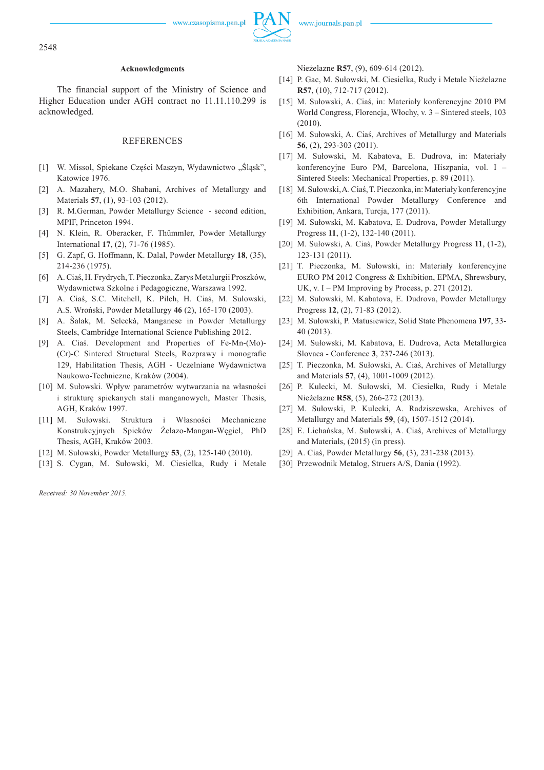### Acknowledgments

The financial support of the Ministry of Science and Higher Education under AGH contract no 11.11.110.299 is acknowledged.

## REFERENCES

[1] W. Missol, Spiekane Części Maszyn, Wydawnictwo „Śląsk", Katowice 1976.

[2] A. Mazahery, M.O. Shabani, Archives of Metallurgy and Materials **57**, (1), 93-103 (2012).

[3] R. M.German, Powder Metallurgy Science - second edition, MPIF, Princeton 1994.

[4] N. Klein, R. Oberacker, F. Thümmler, Powder Metallurgy International **17**, (2), 71-76 (1985).

[5] G. Zapf, G. Hoffmann, K. Dalal, Powder Metallurgy **18**, (35), 214-236 (1975).

[6] A. Ciaś, H. Frydrych, T. Pieczonka, Zarys Metalurgii Proszków, Wydawnictwa Szkolne i Pedagogiczne, Warszawa 1992.

[7] A. Ciaś, S.C. Mitchell, K. Pilch, H. Ciaś, M. Sułowski, A.S. Wroński, Powder Metallurgy **46** (2), 165-170 (2003).

[8] A. Šalak, M. Selecká, Manganese in Powder Metallurgy Steels, Cambridge International Science Publishing 2012.

[9] A. Ciaś. Development and Properties of Fe-Mn-(Mo)-(Cr)-C Sintered Structural Steels, Rozprawy i monografie 129, Habilitation Thesis, AGH - Uczelniane Wydawnictwa Naukowo-Techniczne, Kraków (2004).

[10] M. Sułowski. Wpływ parametrów wytwarzania na własności i strukturę spiekanych stali manganowych, Master Thesis, AGH, Kraków 1997.

[11] M. Sułowski. Struktura i Własności Mechaniczne Konstrukcyjnych Spieków Żelazo-Mangan-Węgiel, PhD Thesis, AGH, Kraków 2003.

[12] M. Sułowski, Powder Metallurgy **53**, (2), 125-140 (2010).

[13] S. Cygan, M. Sułowski, M. Ciesielka, Rudy i Metale Nieżelazne **R57**, (9), 609-614 (2012).

[14] P. Gac, M. Sułowski, M. Ciesielka, Rudy i Metale Nieżelazne **R57**, (10), 712-717 (2012).

[15] M. Sułowski, A. Ciaś, in: Materiały konferencyjne 2010 PM World Congress, Florencja, Włochy, v. 3 – Sintered steels, 103 (2010).

[16] M. Sułowski, A. Ciaś, Archives of Metallurgy and Materials **56**, (2), 293-303 (2011).

[17] M. Sułowski, M. Kabatova, E. Dudrova, in: Materiały konferencyjne Euro PM, Barcelona, Hiszpania, vol. I – Sintered Steels: Mechanical Properties, p. 89 (2011).

[18] M. Sułowski, A. Ciaś, T. Pieczonka, in: Materiały konferencyjne 6th International Powder Metallurgy Conference and Exhibition, Ankara, Turcja, 177 (2011).

[19] M. Sułowski, M. Kabatova, E. Dudrova, Powder Metallurgy Progress **11**, (1-2), 132-140 (2011).

[20] M. Sułowski, A. Ciaś, Powder Metallurgy Progress **11**, (1-2), 123-131 (2011).

[21] T. Pieczonka, M. Sułowski, in: Materiały konferencyjne EURO PM 2012 Congress & Exhibition, EPMA, Shrewsbury, UK, v. I – PM Improving by Process, p. 271 (2012).

[22] M. Sułowski, M. Kabatova, E. Dudrova, Powder Metallurgy Progress **12**, (2), 71-83 (2012).

[23] M. Sułowski, P. Matusiewicz, Solid State Phenomena **197**, 33-40 (2013).

[24] M. Sułowski, M. Kabatova, E. Dudrova, Acta Metallurgica Slovaca - Conference **3**, 237-246 (2013).

[25] T. Pieczonka, M. Sułowski, A. Ciaś, Archives of Metallurgy and Materials **57**, (4), 1001-1009 (2012).

[26] P. Kulecki, M. Sułowski, M. Ciesielka, Rudy i Metale Nieżelazne **R58**, (5), 266-272 (2013).

[27] M. Sułowski, P. Kulecki, A. Radziszewska, Archives of Metallurgy and Materials **59**, (4), 1507-1512 (2014).

[28] E. Lichańska, M. Sułowski, A. Ciaś, Archives of Metallurgy and Materials, (2015) (in press).

[29] A. Ciaś, Powder Metallurgy **56**, (3), 231-238 (2013).

[30] Przewodnik Metalog, Struers A/S, Dania (1992).

*Received: 30 November 2015.*